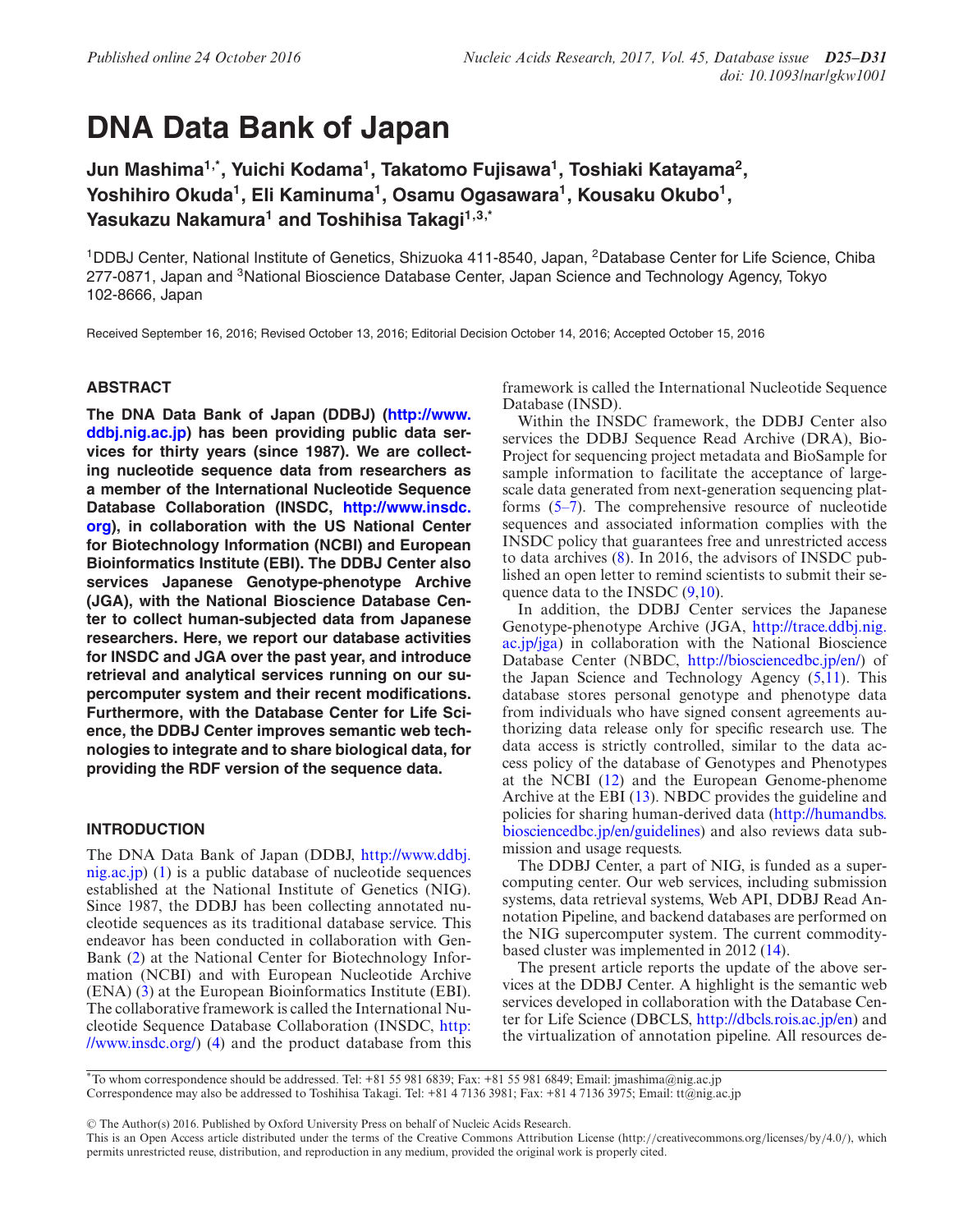# DNA Data Bank of Japan

**Jun Mashima[1,*], Yuichi Kodama[1], Takatomo Fujisawa[1], Toshiaki Katayama[2], Yoshihiro Okuda[1], Eli Kaminuma[1], Osamu Ogasawara[1], Kousaku Okubo[1], Yasukazu Nakamura[1] and Toshihisa Takagi[1,3,*]**

[1]DDBJ Center, National Institute of Genetics, Shizuoka 411-8540, Japan, [2]Database Center for Life Science, Chiba 277-0871, Japan and [3]National Bioscience Database Center, Japan Science and Technology Agency, Tokyo 102-8666, Japan

Received September 16, 2016; Revised October 13, 2016; Editorial Decision October 14, 2016; Accepted October 15, 2016

## ABSTRACT

**The DNA Data Bank of Japan (DDBJ) (http://www.ddbj.nig.ac.jp) has been providing public data services for thirty years (since 1987). We are collecting nucleotide sequence data from researchers as a member of the International Nucleotide Sequence Database Collaboration (INSDC, http://www.insdc.org), in collaboration with the US National Center for Biotechnology Information (NCBI) and European Bioinformatics Institute (EBI). The DDBJ Center also services Japanese Genotype-phenotype Archive (JGA), with the National Bioscience Database Center to collect human-subjected data from Japanese researchers. Here, we report our database activities for INSDC and JGA over the past year, and introduce retrieval and analytical services running on our supercomputer system and their recent modifications. Furthermore, with the Database Center for Life Science, the DDBJ Center improves semantic web technologies to integrate and to share biological data, for providing the RDF version of the sequence data.**

## INTRODUCTION

The DNA Data Bank of Japan (DDBJ, http://www.ddbj.nig.ac.jp) (1) is a public database of nucleotide sequences established at the National Institute of Genetics (NIG). Since 1987, the DDBJ has been collecting annotated nucleotide sequences as its traditional database service. This endeavor has been conducted in collaboration with GenBank (2) at the National Center for Biotechnology Information (NCBI) and with European Nucleotide Archive (ENA) (3) at the European Bioinformatics Institute (EBI). The collaborative framework is called the International Nucleotide Sequence Database Collaboration (INSDC, http://www.insdc.org/) (4) and the product database from this framework is called the International Nucleotide Sequence Database (INSD).

Within the INSDC framework, the DDBJ Center also services the DDBJ Sequence Read Archive (DRA), BioProject for sequencing project metadata and BioSample for sample information to facilitate the acceptance of large-scale data generated from next-generation sequencing platforms (5–7). The comprehensive resource of nucleotide sequences and associated information complies with the INSDC policy that guarantees free and unrestricted access to data archives (8). In 2016, the advisors of INSDC published an open letter to remind scientists to submit their sequence data to the INSDC (9,10).

In addition, the DDBJ Center services the Japanese Genotype-phenotype Archive (JGA, http://trace.ddbj.nig.ac.jp/jga) in collaboration with the National Bioscience Database Center (NBDC, http://biosciencedbc.jp/en/) of the Japan Science and Technology Agency (5,11). This database stores personal genotype and phenotype data from individuals who have signed consent agreements authorizing data release only for specific research use. The data access is strictly controlled, similar to the data access policy of the database of Genotypes and Phenotypes at the NCBI (12) and the European Genome-phenome Archive at the EBI (13). NBDC provides the guideline and policies for sharing human-derived data (http://humandbs.biosciencedbc.jp/en/guidelines) and also reviews data submission and usage requests.

The DDBJ Center, a part of NIG, is funded as a supercomputing center. Our web services, including submission systems, data retrieval systems, Web API, DDBJ Read Annotation Pipeline, and backend databases are performed on the NIG supercomputer system. The current commodity-based cluster was implemented in 2012 (14).

The present article reports the update of the above services at the DDBJ Center. A highlight is the semantic web services developed in collaboration with the Database Center for Life Science (DBCLS, http://dbcls.rois.ac.jp/en) and the virtualization of annotation pipeline. All resources de-

*To whom correspondence should be addressed. Tel: +81 55 981 6839; Fax: +81 55 981 6849; Email: jmashima@nig.ac.jp
Correspondence may also be addressed to Toshihisa Takagi. Tel: +81 4 7136 3981; Fax: +81 4 7136 3975; Email: tt@nig.ac.jp

© The Author(s) 2016. Published by Oxford University Press on behalf of Nucleic Acids Research.
This is an Open Access article distributed under the terms of the Creative Commons Attribution License (http://creativecommons.org/licenses/by/4.0/), which permits unrestricted reuse, distribution, and reproduction in any medium, provided the original work is properly cited.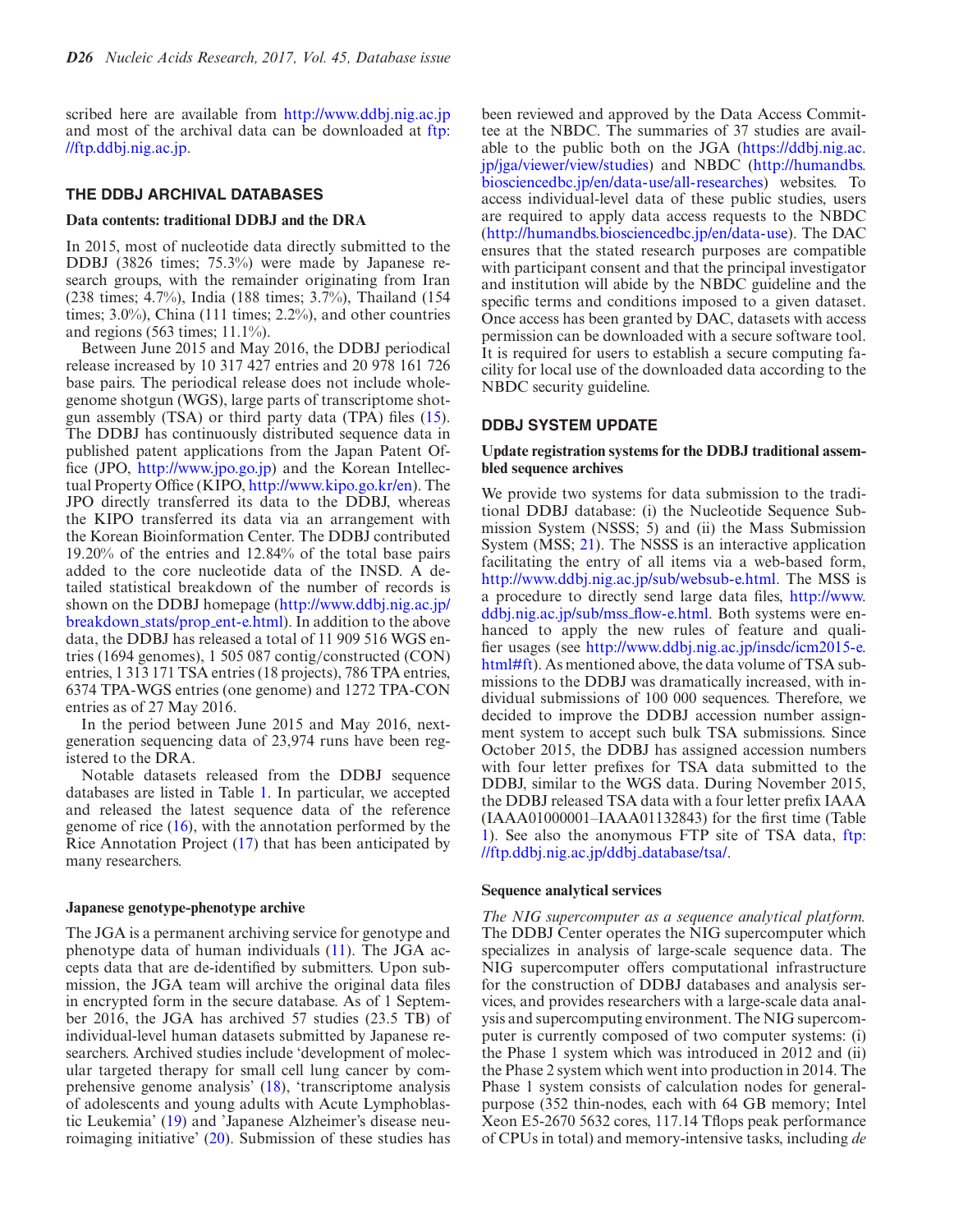scribed here are available from http://www.ddbj.nig.ac.jp and most of the archival data can be downloaded at ftp://ftp.ddbj.nig.ac.jp.

## THE DDBJ ARCHIVAL DATABASES

### Data contents: traditional DDBJ and the DRA

In 2015, most of nucleotide data directly submitted to the DDBJ (3826 times; 75.3%) were made by Japanese research groups, with the remainder originating from Iran (238 times; 4.7%), India (188 times; 3.7%), Thailand (154 times; 3.0%), China (111 times; 2.2%), and other countries and regions (563 times; 11.1%).

Between June 2015 and May 2016, the DDBJ periodical release increased by 10 317 427 entries and 20 978 161 726 base pairs. The periodical release does not include whole-genome shotgun (WGS), large parts of transcriptome shotgun assembly (TSA) or third party data (TPA) files (15). The DDBJ has continuously distributed sequence data in published patent applications from the Japan Patent Office (JPO, http://www.jpo.go.jp) and the Korean Intellectual Property Office (KIPO, http://www.kipo.go.kr/en). The JPO directly transferred its data to the DDBJ, whereas the KIPO transferred its data via an arrangement with the Korean Bioinformation Center. The DDBJ contributed 19.20% of the entries and 12.84% of the total base pairs added to the core nucleotide data of the INSD. A detailed statistical breakdown of the number of records is shown on the DDBJ homepage (http://www.ddbj.nig.ac.jp/breakdown_stats/prop_ent-e.html). In addition to the above data, the DDBJ has released a total of 11 909 516 WGS entries (1694 genomes), 1 505 087 contig/constructed (CON) entries, 1 313 171 TSA entries (18 projects), 786 TPA entries, 6374 TPA-WGS entries (one genome) and 1272 TPA-CON entries as of 27 May 2016.

In the period between June 2015 and May 2016, next-generation sequencing data of 23,974 runs have been registered to the DRA.

Notable datasets released from the DDBJ sequence databases are listed in Table 1. In particular, we accepted and released the latest sequence data of the reference genome of rice (16), with the annotation performed by the Rice Annotation Project (17) that has been anticipated by many researchers.

### Japanese genotype-phenotype archive

The JGA is a permanent archiving service for genotype and phenotype data of human individuals (11). The JGA accepts data that are de-identified by submitters. Upon submission, the JGA team will archive the original data files in encrypted form in the secure database. As of 1 September 2016, the JGA has archived 57 studies (23.5 TB) of individual-level human datasets submitted by Japanese researchers. Archived studies include 'development of molecular targeted therapy for small cell lung cancer by comprehensive genome analysis' (18), 'transcriptome analysis of adolescents and young adults with Acute Lymphoblastic Leukemia' (19) and 'Japanese Alzheimer's disease neuroimaging initiative' (20). Submission of these studies has been reviewed and approved by the Data Access Committee at the NBDC. The summaries of 37 studies are available to the public both on the JGA (https://ddbj.nig.ac.jp/jga/viewer/view/studies) and NBDC (http://humandbs.biosciencedbc.jp/en/data-use/all-researches) websites. To access individual-level data of these public studies, users are required to apply data access requests to the NBDC (http://humandbs.biosciencedbc.jp/en/data-use). The DAC ensures that the stated research purposes are compatible with participant consent and that the principal investigator and institution will abide by the NBDC guideline and the specific terms and conditions imposed to a given dataset. Once access has been granted by DAC, datasets with access permission can be downloaded with a secure software tool. It is required for users to establish a secure computing facility for local use of the downloaded data according to the NBDC security guideline.

## DDBJ SYSTEM UPDATE

### Update registration systems for the DDBJ traditional assembled sequence archives

We provide two systems for data submission to the traditional DDBJ database: (i) the Nucleotide Sequence Submission System (NSSS; 5) and (ii) the Mass Submission System (MSS; 21). The NSSS is an interactive application facilitating the entry of all items via a web-based form, http://www.ddbj.nig.ac.jp/sub/websub-e.html. The MSS is a procedure to directly send large data files, http://www.ddbj.nig.ac.jp/sub/mss_flow-e.html. Both systems were enhanced to apply the new rules of feature and qualifier usages (see http://www.ddbj.nig.ac.jp/insdc/icm2015-e.html#ft). As mentioned above, the data volume of TSA submissions to the DDBJ was dramatically increased, with individual submissions of 100 000 sequences. Therefore, we decided to improve the DDBJ accession number assignment system to accept such bulk TSA submissions. Since October 2015, the DDBJ has assigned accession numbers with four letter prefixes for TSA data submitted to the DDBJ, similar to the WGS data. During November 2015, the DDBJ released TSA data with a four letter prefix IAAA (IAAA01000001–IAAA01132843) for the first time (Table 1). See also the anonymous FTP site of TSA data, ftp://ftp.ddbj.nig.ac.jp/ddbj_database/tsa/.

### Sequence analytical services

*The NIG supercomputer as a sequence analytical platform.* The DDBJ Center operates the NIG supercomputer which specializes in analysis of large-scale sequence data. The NIG supercomputer offers computational infrastructure for the construction of DDBJ databases and analysis services, and provides researchers with a large-scale data analysis and supercomputing environment. The NIG supercomputer is currently composed of two computer systems: (i) the Phase 1 system which was introduced in 2012 and (ii) the Phase 2 system which went into production in 2014. The Phase 1 system consists of calculation nodes for general-purpose (352 thin-nodes, each with 64 GB memory; Intel Xeon E5-2670 5632 cores, 117.14 Tflops peak performance of CPUs in total) and memory-intensive tasks, including *de*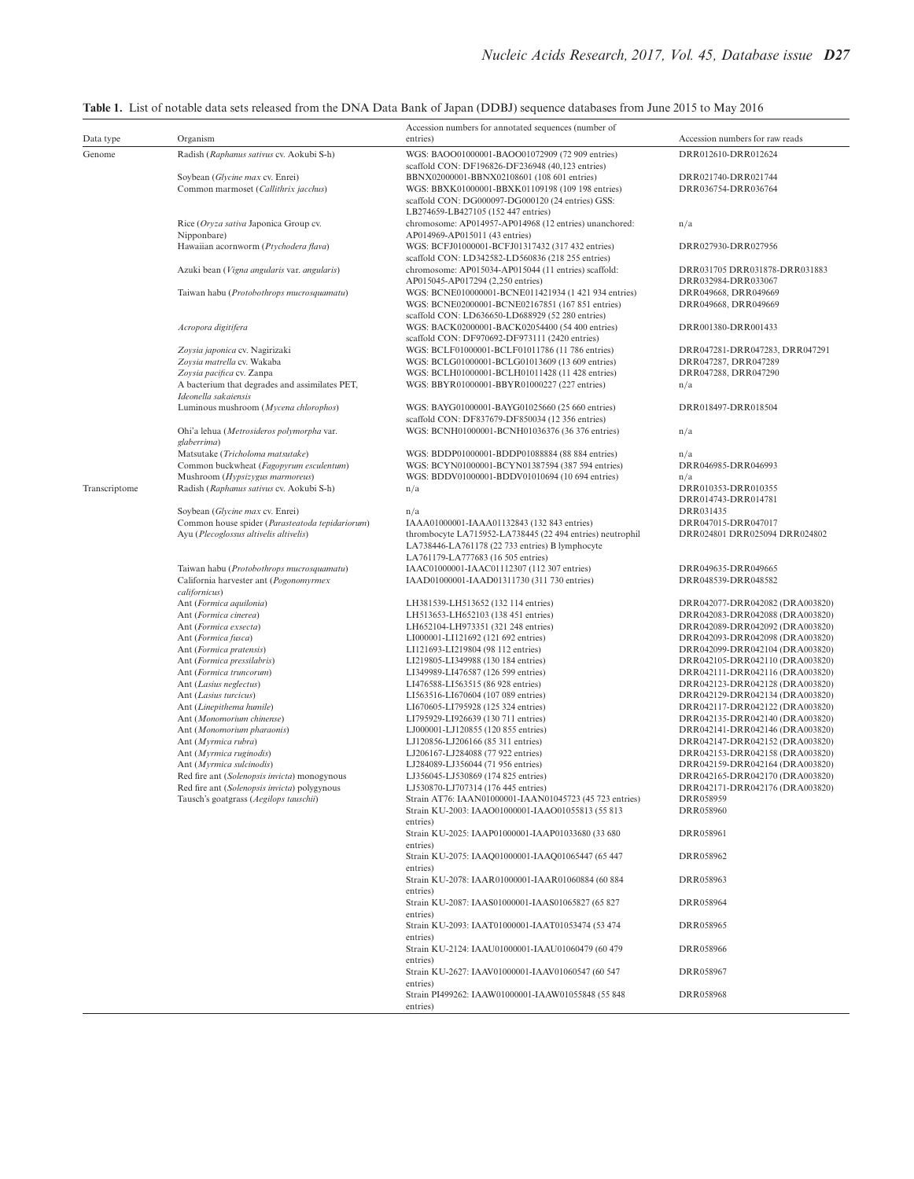**Table 1.** List of notable data sets released from the DNA Data Bank of Japan (DDBJ) sequence databases from June 2015 to May 2016

| Data type | Organism | Accession numbers for annotated sequences (number of entries) | Accession numbers for raw reads |
|---|---|---|---|
| Genome | Radish (*Raphanus sativus* cv. Aokubi S-h) | WGS: BAOO01000001-BAOO01072909 (72 909 entries) scaffold CON: DF196826-DF236948 (40,123 entries) | DRR012610-DRR012624 |
| | Soybean (*Glycine max* cv. Enrei) | BBNX02000001-BBNX02108601 (108 601 entries) | DRR021740-DRR021744 |
| | Common marmoset (*Callithrix jacchus*) | WGS: BBXK01000001-BBXK01109198 (109 198 entries) scaffold CON: DG000097-DG000120 (24 entries) GSS: LB274659-LB427105 (152 447 entries) | DRR036754-DRR036764 |
| | Rice (*Oryza sativa* Japonica Group cv. Nipponbare) | chromosome: AP014957-AP014968 (12 entries) unanchored: AP014969-AP015011 (43 entries) | n/a |
| | Hawaiian acornworm (*Ptychodera flava*) | WGS: BCFJ01000001-BCFJ01317432 (317 432 entries) scaffold CON: LD342582-LD560836 (218 255 entries) | DRR027930-DRR027956 |
| | Azuki bean (*Vigna angularis* var. *angularis*) | chromosome: AP015034-AP015044 (11 entries) scaffold: AP015045-AP017294 (2,250 entries) | DRR031705 DRR031878-DRR031883 DRR032984-DRR033067 |
| | Taiwan habu (*Protobothrops mucrosquamatu*) | WGS: BCNE010000001-BCNE011421934 (1 421 934 entries) WGS: BCNE02000001-BCNE02167851 (167 851 entries) scaffold CON: LD636650-LD688929 (52 280 entries) | DRR049668, DRR049669 DRR049668, DRR049669 |
| | *Acropora digitifera* | WGS: BACK02000001-BACK02054400 (54 400 entries) scaffold CON: DF970692-DF973111 (2420 entries) | DRR001380-DRR001433 |
| | *Zoysia japonica* cv. Nagirizaki | WGS: BCLF01000001-BCLF01011786 (11 786 entries) | DRR047281-DRR047283, DRR047291 |
| | *Zoysia matrella* cv. Wakaba | WGS: BCLG01000001-BCLG01013609 (13 609 entries) | DRR047287, DRR047289 |
| | *Zoysia pacifica* cv. Zanpa | WGS: BCLH01000001-BCLH01011428 (11 428 entries) | DRR047288, DRR047290 |
| | A bacterium that degrades and assimilates PET, *Ideonella sakaiensis* | WGS: BBYR01000001-BBYR01000227 (227 entries) | n/a |
| | Luminous mushroom (*Mycena chlorophos*) | WGS: BAYG01000001-BAYG01025660 (25 660 entries) scaffold CON: DF837679-DF850034 (12 356 entries) | DRR018497-DRR018504 |
| | Ohi'a lehua (*Metrosideros polymorpha* var. *glaberrima*) | WGS: BCNH01000001-BCNH01036376 (36 376 entries) | n/a |
| | Matsutake (*Tricholoma matsutake*) | WGS: BDDP01000001-BDDP01088884 (88 884 entries) | n/a |
| | Common buckwheat (*Fagopyrum esculentum*) | WGS: BCYN01000001-BCYN01387594 (387 594 entries) | DRR046985-DRR046993 |
| | Mushroom (*Hypsizygus marmoreus*) | WGS: BDDV01000001-BDDV01010694 (10 694 entries) | n/a |
| Transcriptome | Radish (*Raphanus sativus* cv. Aokubi S-h) | n/a | DRR010353-DRR010355 DRR014743-DRR014781 |
| | Soybean (*Glycine max* cv. Enrei) | n/a | DRR031435 |
| | Common house spider (*Parasteatoda tepidariorum*) | IAAA01000001-IAAA01132843 (132 843 entries) | DRR047015-DRR047017 |
| | Ayu (*Plecoglossus altivelis altivelis*) | thrombocyte LA715952-LA738445 (22 494 entries) neutrophil LA738446-LA761178 (22 733 entries) B lymphocyte LA761179-LA777683 (16 505 entries) | DRR024801 DRR025094 DRR024802 |
| | Taiwan habu (*Protobothrops mucrosquamatu*) | IAAC01000001-IAAC01112307 (112 307 entries) | DRR049635-DRR049665 |
| | California harvester ant (*Pogonomyrmex californicus*) | IAAD01000001-IAAD01311730 (311 730 entries) | DRR048539-DRR048582 |
| | Ant (*Formica aquilonia*) | LH381539-LH513652 (132 114 entries) | DRR042077-DRR042082 (DRA003820) |
| | Ant (*Formica cinerea*) | LH513653-LH652103 (138 451 entries) | DRR042083-DRR042088 (DRA003820) |
| | Ant (*Formica exsecta*) | LH652104-LH973351 (321 248 entries) | DRR042089-DRR042092 (DRA003820) |
| | Ant (*Formica fusca*) | LI000001-LI121692 (121 692 entries) | DRR042093-DRR042098 (DRA003820) |
| | Ant (*Formica pratensis*) | LI121693-LI219804 (98 112 entries) | DRR042099-DRR042104 (DRA003820) |
| | Ant (*Formica pressilabris*) | LI219805-LI349988 (130 184 entries) | DRR042105-DRR042110 (DRA003820) |
| | Ant (*Formica truncorum*) | LI349989-LI476587 (126 599 entries) | DRR042111-DRR042116 (DRA003820) |
| | Ant (*Lasius neglectus*) | LI476588-LI563515 (86 928 entries) | DRR042123-DRR042128 (DRA003820) |
| | Ant (*Lasius turcicus*) | LI563516-LI670604 (107 089 entries) | DRR042129-DRR042134 (DRA003820) |
| | Ant (*Linepithema humile*) | LI670605-LI795928 (125 324 entries) | DRR042117-DRR042122 (DRA003820) |
| | Ant (*Monomorium chinense*) | LI795929-LI926639 (130 711 entries) | DRR042135-DRR042140 (DRA003820) |
| | Ant (*Monomorium pharaonis*) | LJ000001-LJ120855 (120 855 entries) | DRR042141-DRR042146 (DRA003820) |
| | Ant (*Myrmica rubra*) | LJ120856-LJ206166 (85 311 entries) | DRR042147-DRR042152 (DRA003820) |
| | Ant (*Myrmica ruginodis*) | LJ206167-LJ284088 (77 922 entries) | DRR042153-DRR042158 (DRA003820) |
| | Ant (*Myrmica sulcinodis*) | LJ284089-LJ356044 (71 956 entries) | DRR042159-DRR042164 (DRA003820) |
| | Red fire ant (*Solenopsis invicta*) monogynous | LJ356045-LJ530869 (174 825 entries) | DRR042165-DRR042170 (DRA003820) |
| | Red fire ant (*Solenopsis invicta*) polygynous | LJ530870-LJ707314 (176 445 entries) | DRR042171-DRR042176 (DRA003820) |
| | Tausch's goatgrass (*Aegilops tauschii*) | Strain AT76: IAAN01000001-IAAN01045723 (45 723 entries) | DRR058959 |
| | | Strain KU-2003: IAAO01000001-IAAO01055813 (55 813 entries) | DRR058960 |
| | | Strain KU-2025: IAAP01000001-IAAP01033680 (33 680 entries) | DRR058961 |
| | | Strain KU-2075: IAAQ01000001-IAAQ01065447 (65 447 entries) | DRR058962 |
| | | Strain KU-2078: IAAR01000001-IAAR01060884 (60 884 entries) | DRR058963 |
| | | Strain KU-2087: IAAS01000001-IAAS01065827 (65 827 entries) | DRR058964 |
| | | Strain KU-2093: IAAT01000001-IAAT01053474 (53 474 entries) | DRR058965 |
| | | Strain KU-2124: IAAU01000001-IAAU01060479 (60 479 entries) | DRR058966 |
| | | Strain KU-2627: IAAV01000001-IAAV01060547 (60 547 entries) | DRR058967 |
| | | Strain PI499262: IAAW01000001-IAAW01055848 (55 848 entries) | DRR058968 |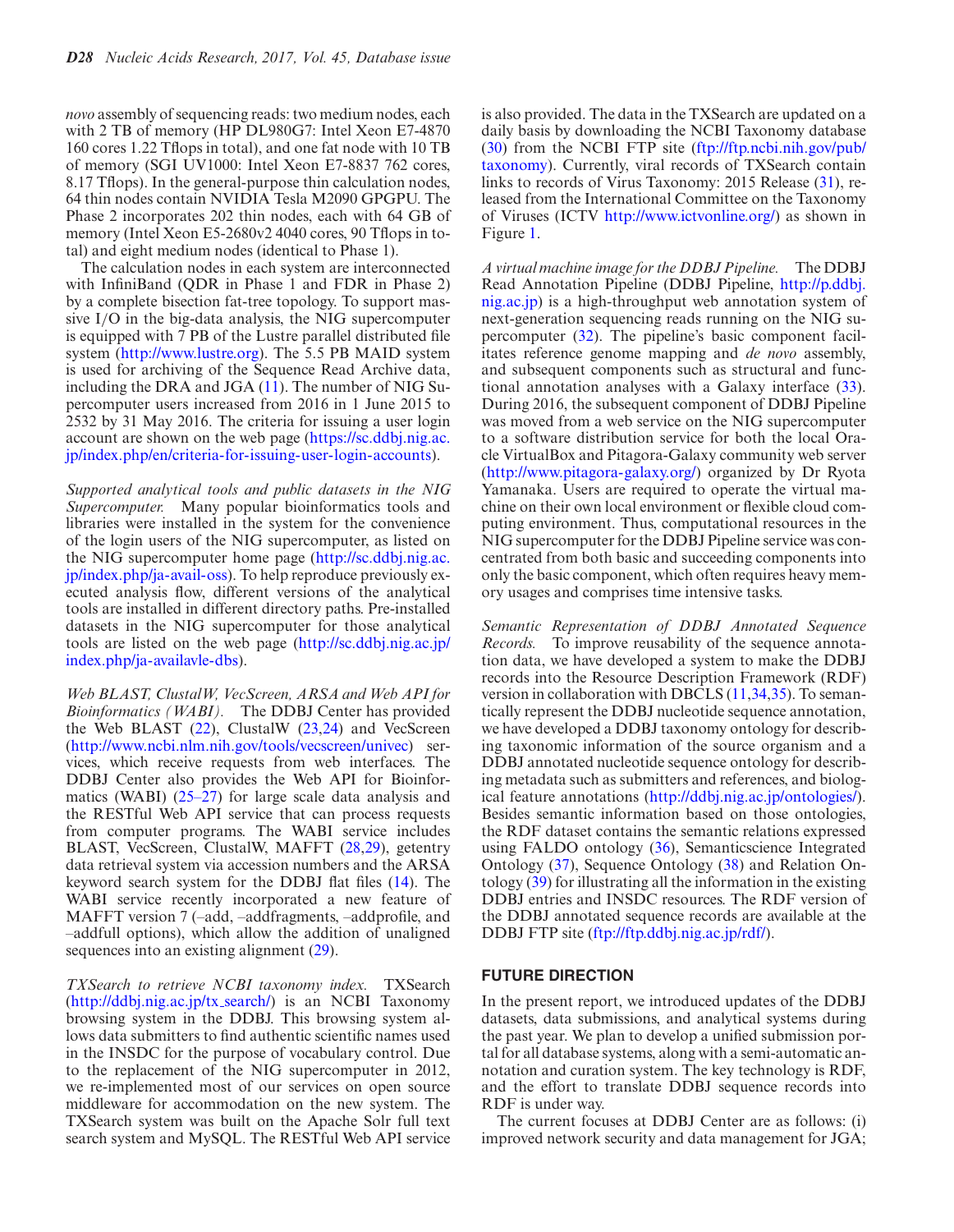*novo* assembly of sequencing reads: two medium nodes, each with 2 TB of memory (HP DL980G7: Intel Xeon E7-4870 160 cores 1.22 Tflops in total), and one fat node with 10 TB of memory (SGI UV1000: Intel Xeon E7-8837 762 cores, 8.17 Tflops). In the general-purpose thin calculation nodes, 64 thin nodes contain NVIDIA Tesla M2090 GPGPU. The Phase 2 incorporates 202 thin nodes, each with 64 GB of memory (Intel Xeon E5-2680v2 4040 cores, 90 Tflops in total) and eight medium nodes (identical to Phase 1).

The calculation nodes in each system are interconnected with InfiniBand (QDR in Phase 1 and FDR in Phase 2) by a complete bisection fat-tree topology. To support massive I/O in the big-data analysis, the NIG supercomputer is equipped with 7 PB of the Lustre parallel distributed file system (http://www.lustre.org). The 5.5 PB MAID system is used for archiving of the Sequence Read Archive data, including the DRA and JGA (11). The number of NIG Supercomputer users increased from 2016 in 1 June 2015 to 2532 by 31 May 2016. The criteria for issuing a user login account are shown on the web page (https://sc.ddbj.nig.ac.jp/index.php/en/criteria-for-issuing-user-login-accounts).

*Supported analytical tools and public datasets in the NIG Supercomputer.* Many popular bioinformatics tools and libraries were installed in the system for the convenience of the login users of the NIG supercomputer, as listed on the NIG supercomputer home page (http://sc.ddbj.nig.ac.jp/index.php/ja-avail-oss). To help reproduce previously executed analysis flow, different versions of the analytical tools are installed in different directory paths. Pre-installed datasets in the NIG supercomputer for those analytical tools are listed on the web page (http://sc.ddbj.nig.ac.jp/index.php/ja-availavle-dbs).

*Web BLAST, ClustalW, VecScreen, ARSA and Web API for Bioinformatics (WABI).* The DDBJ Center has provided the Web BLAST (22), ClustalW (23,24) and VecScreen (http://www.ncbi.nlm.nih.gov/tools/vecscreen/univec) services, which receive requests from web interfaces. The DDBJ Center also provides the Web API for Bioinformatics (WABI) (25–27) for large scale data analysis and the RESTful Web API service that can process requests from computer programs. The WABI service includes BLAST, VecScreen, ClustalW, MAFFT (28,29), getentry data retrieval system via accession numbers and the ARSA keyword search system for the DDBJ flat files (14). The WABI service recently incorporated a new feature of MAFFT version 7 (–add, –addfragments, –addprofile, and –addfull options), which allow the addition of unaligned sequences into an existing alignment (29).

*TXSearch to retrieve NCBI taxonomy index.* TXSearch (http://ddbj.nig.ac.jp/tx_search/) is an NCBI Taxonomy browsing system in the DDBJ. This browsing system allows data submitters to find authentic scientific names used in the INSDC for the purpose of vocabulary control. Due to the replacement of the NIG supercomputer in 2012, we re-implemented most of our services on open source middleware for accommodation on the new system. The TXSearch system was built on the Apache Solr full text search system and MySQL. The RESTful Web API service is also provided. The data in the TXSearch are updated on a daily basis by downloading the NCBI Taxonomy database (30) from the NCBI FTP site (ftp://ftp.ncbi.nih.gov/pub/taxonomy). Currently, viral records of TXSearch contain links to records of Virus Taxonomy: 2015 Release (31), released from the International Committee on the Taxonomy of Viruses (ICTV http://www.ictvonline.org/) as shown in Figure 1.

*A virtual machine image for the DDBJ Pipeline.* The DDBJ Read Annotation Pipeline (DDBJ Pipeline, http://p.ddbj.nig.ac.jp) is a high-throughput web annotation system of next-generation sequencing reads running on the NIG supercomputer (32). The pipeline's basic component facilitates reference genome mapping and *de novo* assembly, and subsequent components such as structural and functional annotation analyses with a Galaxy interface (33). During 2016, the subsequent component of DDBJ Pipeline was moved from a web service on the NIG supercomputer to a software distribution service for both the local Oracle VirtualBox and Pitagora-Galaxy community web server (http://www.pitagora-galaxy.org/) organized by Dr Ryota Yamanaka. Users are required to operate the virtual machine on their own local environment or flexible cloud computing environment. Thus, computational resources in the NIG supercomputer for the DDBJ Pipeline service was concentrated from both basic and succeeding components into only the basic component, which often requires heavy memory usages and comprises time intensive tasks.

*Semantic Representation of DDBJ Annotated Sequence Records.* To improve reusability of the sequence annotation data, we have developed a system to make the DDBJ records into the Resource Description Framework (RDF) version in collaboration with DBCLS (11,34,35). To semantically represent the DDBJ nucleotide sequence annotation, we have developed a DDBJ taxonomy ontology for describing taxonomic information of the source organism and a DDBJ annotated nucleotide sequence ontology for describing metadata such as submitters and references, and biological feature annotations (http://ddbj.nig.ac.jp/ontologies/). Besides semantic information based on those ontologies, the RDF dataset contains the semantic relations expressed using FALDO ontology (36), Semanticscience Integrated Ontology (37), Sequence Ontology (38) and Relation Ontology (39) for illustrating all the information in the existing DDBJ entries and INSDC resources. The RDF version of the DDBJ annotated sequence records are available at the DDBJ FTP site (ftp://ftp.ddbj.nig.ac.jp/rdf/).

## FUTURE DIRECTION

In the present report, we introduced updates of the DDBJ datasets, data submissions, and analytical systems during the past year. We plan to develop a unified submission portal for all database systems, along with a semi-automatic annotation and curation system. The key technology is RDF, and the effort to translate DDBJ sequence records into RDF is under way.

The current focuses at DDBJ Center are as follows: (i) improved network security and data management for JGA;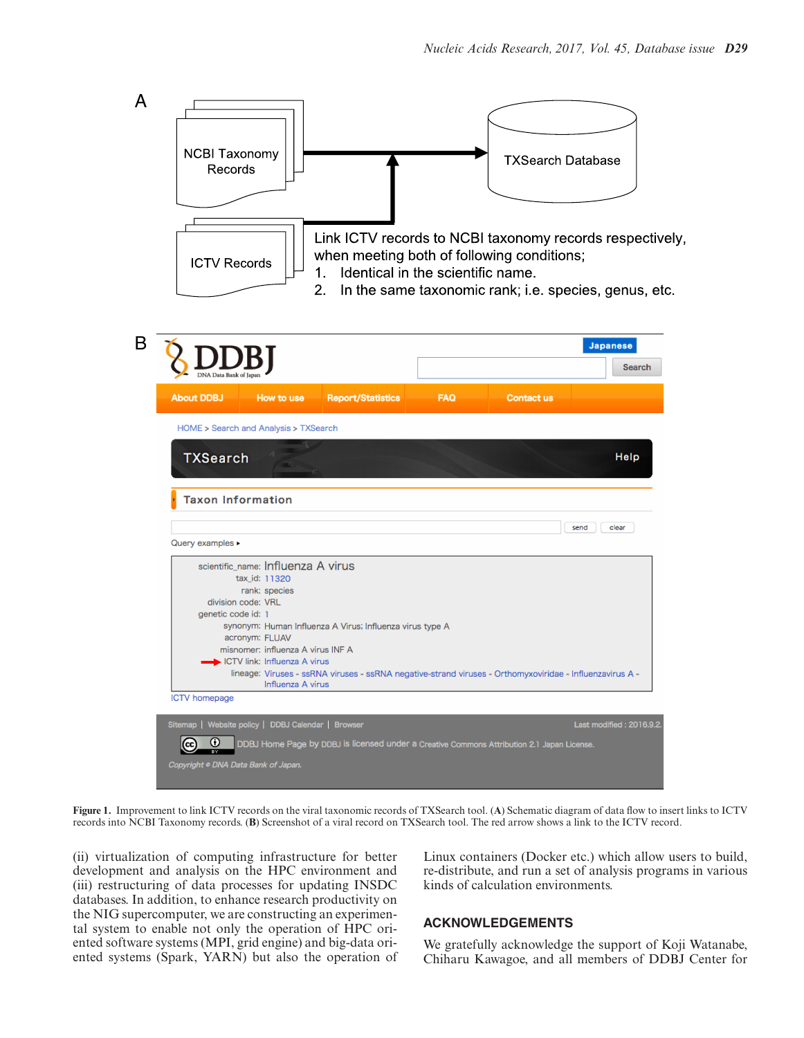A

NCBI Taxonomy Records

TXSearch Database

ICTV Records

Link ICTV records to NCBI taxonomy records respectively, when meeting both of following conditions;
1. Identical in the scientific name.
2. In the same taxonomic rank; i.e. species, genus, etc.

B

DDBJ DNA Data Bank of Japan

Japanese | Search

About DDBJ | How to use | Report/Statistics | FAQ | Contact us

HOME > Search and Analysis > TXSearch

TXSearch | Help

Taxon Information

send | clear

Query examples ▸

scientific_name: Influenza A virus
tax_id: 11320
rank: species
division code: VRL
genetic code id: 1
synonym: Human Influenza A Virus; Influenza virus type A
acronym: FLUAV
misnomer: influenza A virus INF A
ICTV link: Influenza A virus
lineage: Viruses - ssRNA viruses - ssRNA negative-strand viruses - Orthomyxoviridae - Influenzavirus A - Influenza A virus

ICTV homepage

Sitemap | Website policy | DDBJ Calendar | Browser | Last modified : 2016.9.2.

DDBJ Home Page by DDBJ is licensed under a Creative Commons Attribution 2.1 Japan License.

Copyright © DNA Data Bank of Japan.

**Figure 1.** Improvement to link ICTV records on the viral taxonomic records of TXSearch tool. (**A**) Schematic diagram of data flow to insert links to ICTV records into NCBI Taxonomy records. (**B**) Screenshot of a viral record on TXSearch tool. The red arrow shows a link to the ICTV record.

(ii) virtualization of computing infrastructure for better development and analysis on the HPC environment and (iii) restructuring of data processes for updating INSDC databases. In addition, to enhance research productivity on the NIG supercomputer, we are constructing an experimental system to enable not only the operation of HPC oriented software systems (MPI, grid engine) and big-data oriented systems (Spark, YARN) but also the operation of Linux containers (Docker etc.) which allow users to build, re-distribute, and run a set of analysis programs in various kinds of calculation environments.

## ACKNOWLEDGEMENTS

We gratefully acknowledge the support of Koji Watanabe, Chiharu Kawagoe, and all members of DDBJ Center for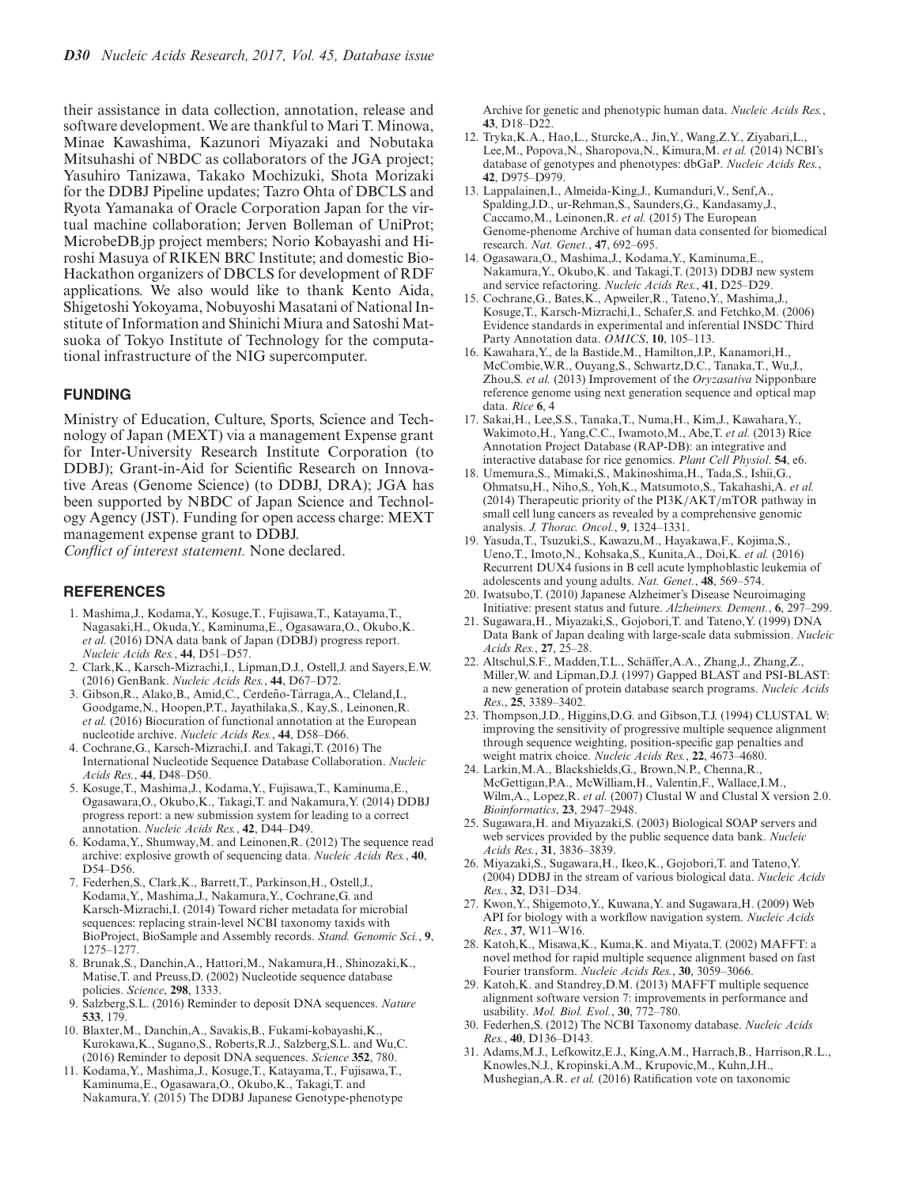their assistance in data collection, annotation, release and software development. We are thankful to Mari T. Minowa, Minae Kawashima, Kazunori Miyazaki and Nobutaka Mitsuhashi of NBDC as collaborators of the JGA project; Yasuhiro Tanizawa, Takako Mochizuki, Shota Morizaki for the DDBJ Pipeline updates; Tazro Ohta of DBCLS and Ryota Yamanaka of Oracle Corporation Japan for the virtual machine collaboration; Jerven Bolleman of UniProt; MicrobeDB.jp project members; Norio Kobayashi and Hiroshi Masuya of RIKEN BRC Institute; and domestic BioHackathon organizers of DBCLS for development of RDF applications. We also would like to thank Kento Aida, Shigetoshi Yokoyama, Nobuyoshi Masatani of National Institute of Information and Shinichi Miura and Satoshi Matsuoka of Tokyo Institute of Technology for the computational infrastructure of the NIG supercomputer.

## FUNDING

Ministry of Education, Culture, Sports, Science and Technology of Japan (MEXT) via a management Expense grant for Inter-University Research Institute Corporation (to DDBJ); Grant-in-Aid for Scientific Research on Innovative Areas (Genome Science) (to DDBJ, DRA); JGA has been supported by NBDC of Japan Science and Technology Agency (JST). Funding for open access charge: MEXT management expense grant to DDBJ.

*Conflict of interest statement.* None declared.

## REFERENCES

1. Mashima,J., Kodama,Y., Kosuge,T., Fujisawa,T., Katayama,T., Nagasaki,H., Okuda,Y., Kaminuma,E., Ogasawara,O., Okubo,K. *et al.* (2016) DNA data bank of Japan (DDBJ) progress report. *Nucleic Acids Res.*, **44**, D51–D57.
2. Clark,K., Karsch-Mizrachi,I., Lipman,D.J., Ostell,J. and Sayers,E.W. (2016) GenBank. *Nucleic Acids Res.*, **44**, D67–D72.
3. Gibson,R., Alako,B., Amid,C., Cerdeño-Tárraga,A., Cleland,I., Goodgame,N., Hoopen,P.T., Jayathilaka,S., Kay,S., Leinonen,R. *et al.* (2016) Biocuration of functional annotation at the European nucleotide archive. *Nucleic Acids Res.*, **44**, D58–D66.
4. Cochrane,G., Karsch-Mizrachi,I. and Takagi,T. (2016) The International Nucleotide Sequence Database Collaboration. *Nucleic Acids Res.*, **44**, D48–D50.
5. Kosuge,T., Mashima,J., Kodama,Y., Fujisawa,T., Kaminuma,E., Ogasawara,O., Okubo,K., Takagi,T. and Nakamura,Y. (2014) DDBJ progress report: a new submission system for leading to a correct annotation. *Nucleic Acids Res.*, **42**, D44–D49.
6. Kodama,Y., Shumway,M. and Leinonen,R. (2012) The sequence read archive: explosive growth of sequencing data. *Nucleic Acids Res.*, **40**, D54–D56.
7. Federhen,S., Clark,K., Barrett,T., Parkinson,H., Ostell,J., Kodama,Y., Mashima,J., Nakamura,Y., Cochrane,G. and Karsch-Mizrachi,I. (2014) Toward richer metadata for microbial sequences: replacing strain-level NCBI taxonomy taxids with BioProject, BioSample and Assembly records. *Stand. Genomic Sci.*, **9**, 1275–1277.
8. Brunak,S., Danchin,A., Hattori,M., Nakamura,H., Shinozaki,K., Matise,T. and Preuss,D. (2002) Nucleotide sequence database policies. *Science*, **298**, 1333.
9. Salzberg,S.L. (2016) Reminder to deposit DNA sequences. *Nature* **533**, 179.
10. Blaxter,M., Danchin,A., Savakis,B., Fukami-kobayashi,K., Kurokawa,K., Sugano,S., Roberts,R.J., Salzberg,S.L. and Wu,C. (2016) Reminder to deposit DNA sequences. *Science* **352**, 780.
11. Kodama,Y., Mashima,J., Kosuge,T., Katayama,T., Fujisawa,T., Kaminuma,E., Ogasawara,O., Okubo,K., Takagi,T. and Nakamura,Y. (2015) The DDBJ Japanese Genotype-phenotype Archive for genetic and phenotypic human data. *Nucleic Acids Res.*, **43**, D18–D22.
12. Tryka,K.A., Hao,L., Sturcke,A., Jin,Y., Wang,Z.Y., Ziyabari,L., Lee,M., Popova,N., Sharopova,N., Kimura,M. *et al.* (2014) NCBI's database of genotypes and phenotypes: dbGaP. *Nucleic Acids Res.*, **42**, D975–D979.
13. Lappalainen,I., Almeida-King,J., Kumanduri,V., Senf,A., Spalding,J.D., ur-Rehman,S., Saunders,G., Kandasamy,J., Caccamo,M., Leinonen,R. *et al.* (2015) The European Genome-phenome Archive of human data consented for biomedical research. *Nat. Genet.*, **47**, 692–695.
14. Ogasawara,O., Mashima,J., Kodama,Y., Kaminuma,E., Nakamura,Y., Okubo,K. and Takagi,T. (2013) DDBJ new system and service refactoring. *Nucleic Acids Res.*, **41**, D25–D29.
15. Cochrane,G., Bates,K., Apweiler,R., Tateno,Y., Mashima,J., Kosuge,T., Karsch-Mizrachi,I., Schafer,S. and Fetchko,M. (2006) Evidence standards in experimental and inferential INSDC Third Party Annotation data. *OMICS*, **10**, 105–113.
16. Kawahara,Y., de la Bastide,M., Hamilton,J.P., Kanamori,H., McCombie,W.R., Ouyang,S., Schwartz,D.C., Tanaka,T., Wu,J., Zhou,S. *et al.* (2013) Improvement of the *Oryzasativa* Nipponbare reference genome using next generation sequence and optical map data. *Rice* **6**, 4
17. Sakai,H., Lee,S.S., Tanaka,T., Numa,H., Kim,J., Kawahara,Y., Wakimoto,H., Yang,C.C., Iwamoto,M., Abe,T. *et al.* (2013) Rice Annotation Project Database (RAP-DB): an integrative and interactive database for rice genomics. *Plant Cell Physiol.* **54**, e6.
18. Umemura,S., Mimaki,S., Makinoshima,H., Tada,S., Ishii,G., Ohmatsu,H., Niho,S., Yoh,K., Matsumoto,S., Takahashi,A. *et al.* (2014) Therapeutic priority of the PI3K/AKT/mTOR pathway in small cell lung cancers as revealed by a comprehensive genomic analysis. *J. Thorac. Oncol.*, **9**, 1324–1331.
19. Yasuda,T., Tsuzuki,S., Kawazu,M., Hayakawa,F., Kojima,S., Ueno,T., Imoto,N., Kohsaka,S., Kunita,A., Doi,K. *et al.* (2016) Recurrent DUX4 fusions in B cell acute lymphoblastic leukemia of adolescents and young adults. *Nat. Genet.*, **48**, 569–574.
20. Iwatsubo,T. (2010) Japanese Alzheimer's Disease Neuroimaging Initiative: present status and future. *Alzheimers. Dement.*, **6**, 297–299.
21. Sugawara,H., Miyazaki,S., Gojobori,T. and Tateno,Y. (1999) DNA Data Bank of Japan dealing with large-scale data submission. *Nucleic Acids Res.*, **27**, 25–28.
22. Altschul,S.F., Madden,T.L., Schäffer,A.A., Zhang,J., Zhang,Z., Miller,W. and Lipman,D.J. (1997) Gapped BLAST and PSI-BLAST: a new generation of protein database search programs. *Nucleic Acids Res.*, **25**, 3389–3402.
23. Thompson,J.D., Higgins,D.G. and Gibson,T.J. (1994) CLUSTAL W: improving the sensitivity of progressive multiple sequence alignment through sequence weighting, position-specific gap penalties and weight matrix choice. *Nucleic Acids Res.*, **22**, 4673–4680.
24. Larkin,M.A., Blackshields,G., Brown,N.P., Chenna,R., McGettigan,P.A., McWilliam,H., Valentin,F., Wallace,I.M., Wilm,A., Lopez,R. *et al.* (2007) Clustal W and Clustal X version 2.0. *Bioinformatics*, **23**, 2947–2948.
25. Sugawara,H. and Miyazaki,S. (2003) Biological SOAP servers and web services provided by the public sequence data bank. *Nucleic Acids Res.*, **31**, 3836–3839.
26. Miyazaki,S., Sugawara,H., Ikeo,K., Gojobori,T. and Tateno,Y. (2004) DDBJ in the stream of various biological data. *Nucleic Acids Res.*, **32**, D31–D34.
27. Kwon,Y., Shigemoto,Y., Kuwana,Y. and Sugawara,H. (2009) Web API for biology with a workflow navigation system. *Nucleic Acids Res.*, **37**, W11–W16.
28. Katoh,K., Misawa,K., Kuma,K. and Miyata,T. (2002) MAFFT: a novel method for rapid multiple sequence alignment based on fast Fourier transform. *Nucleic Acids Res.*, **30**, 3059–3066.
29. Katoh,K. and Standrey,D.M. (2013) MAFFT multiple sequence alignment software version 7: improvements in performance and usability. *Mol. Biol. Evol.*, **30**, 772–780.
30. Federhen,S. (2012) The NCBI Taxonomy database. *Nucleic Acids Res.*, **40**, D136–D143.
31. Adams,M.J., Lefkowitz,E.J., King,A.M., Harrach,B., Harrison,R.L., Knowles,N.J., Kropinski,A.M., Krupovic,M., Kuhn,J.H., Mushegian,A.R. *et al.* (2016) Ratification vote on taxonomic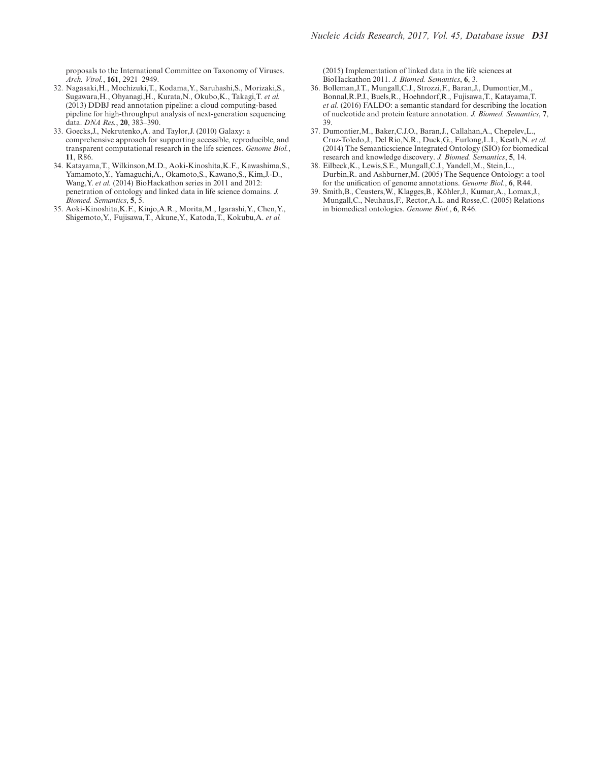proposals to the International Committee on Taxonomy of Viruses. *Arch. Virol.*, **161**, 2921–2949.

32. Nagasaki,H., Mochizuki,T., Kodama,Y., Saruhashi,S., Morizaki,S., Sugawara,H., Ohyanagi,H., Kurata,N., Okubo,K., Takagi,T. *et al.* (2013) DDBJ read annotation pipeline: a cloud computing-based pipeline for high-throughput analysis of next-generation sequencing data. *DNA Res.*, **20**, 383–390.
33. Goecks,J., Nekrutenko,A. and Taylor,J. (2010) Galaxy: a comprehensive approach for supporting accessible, reproducible, and transparent computational research in the life sciences. *Genome Biol.*, **11**, R86.
34. Katayama,T., Wilkinson,M.D., Aoki-Kinoshita,K.F., Kawashima,S., Yamamoto,Y., Yamaguchi,A., Okamoto,S., Kawano,S., Kim,J.-D., Wang,Y. *et al.* (2014) BioHackathon series in 2011 and 2012: penetration of ontology and linked data in life science domains. *J. Biomed. Semantics*, **5**, 5.
35. Aoki-Kinoshita,K.F., Kinjo,A.R., Morita,M., Igarashi,Y., Chen,Y., Shigemoto,Y., Fujisawa,T., Akune,Y., Katoda,T., Kokubu,A. *et al.* (2015) Implementation of linked data in the life sciences at BioHackathon 2011. *J. Biomed. Semantics*, **6**, 3.
36. Bolleman,J.T., Mungall,C.J., Strozzi,F., Baran,J., Dumontier,M., Bonnal,R.P.J., Buels,R., Hoehndorf,R., Fujisawa,T., Katayama,T. *et al.* (2016) FALDO: a semantic standard for describing the location of nucleotide and protein feature annotation. *J. Biomed. Semantics*, **7**, 39.
37. Dumontier,M., Baker,C.J.O., Baran,J., Callahan,A., Chepelev,L., Cruz-Toledo,J., Del Rio,N.R., Duck,G., Furlong,L.I., Keath,N. *et al.* (2014) The Semanticscience Integrated Ontology (SIO) for biomedical research and knowledge discovery. *J. Biomed. Semantics*, **5**, 14.
38. Eilbeck,K., Lewis,S.E., Mungall,C.J., Yandell,M., Stein,L., Durbin,R. and Ashburner,M. (2005) The Sequence Ontology: a tool for the unification of genome annotations. *Genome Biol.*, **6**, R44.
39. Smith,B., Ceusters,W., Klagges,B., Köhler,J., Kumar,A., Lomax,J., Mungall,C., Neuhaus,F., Rector,A.L. and Rosse,C. (2005) Relations in biomedical ontologies. *Genome Biol.*, **6**, R46.